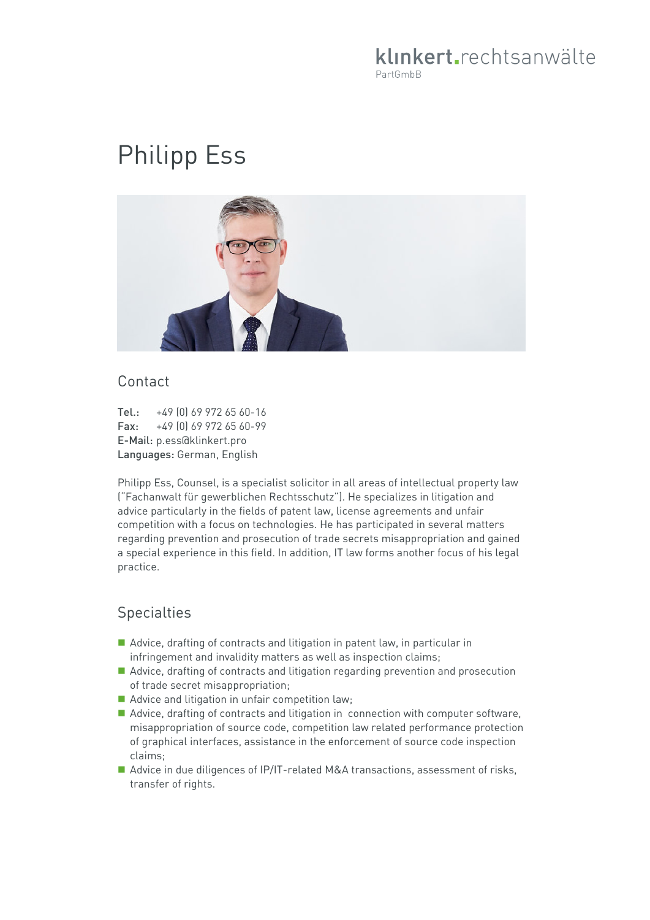klınkert.rechtsanwälte
PartGmbB

# Philipp Ess

## Contact

**Tel.:** +49 (0) 69 972 65 60-16
**Fax:** +49 (0) 69 972 65 60-99
**E-Mail:** p.ess@klinkert.pro
**Languages:** German, English

Philipp Ess, Counsel, is a specialist solicitor in all areas of intellectual property law ("Fachanwalt für gewerblichen Rechtsschutz"). He specializes in litigation and advice particularly in the fields of patent law, license agreements and unfair competition with a focus on technologies. He has participated in several matters regarding prevention and prosecution of trade secrets misappropriation and gained a special experience in this field. In addition, IT law forms another focus of his legal practice.

## Specialties

- Advice, drafting of contracts and litigation in patent law, in particular in infringement and invalidity matters as well as inspection claims;
- Advice, drafting of contracts and litigation regarding prevention and prosecution of trade secret misappropriation;
- Advice and litigation in unfair competition law;
- Advice, drafting of contracts and litigation in connection with computer software, misappropriation of source code, competition law related performance protection of graphical interfaces, assistance in the enforcement of source code inspection claims;
- Advice in due diligences of IP/IT-related M&A transactions, assessment of risks, transfer of rights.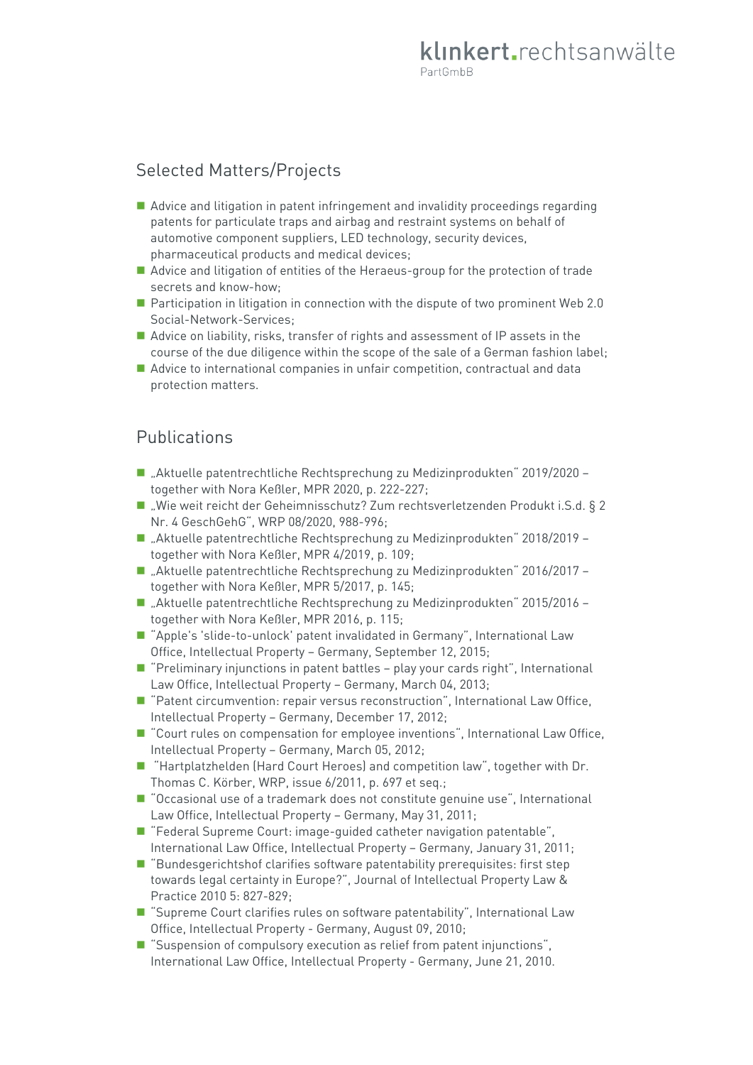## Selected Matters/Projects

- Advice and litigation in patent infringement and invalidity proceedings regarding patents for particulate traps and airbag and restraint systems on behalf of automotive component suppliers, LED technology, security devices, pharmaceutical products and medical devices;
- Advice and litigation of entities of the Heraeus-group for the protection of trade secrets and know-how;
- Participation in litigation in connection with the dispute of two prominent Web 2.0 Social-Network-Services;
- Advice on liability, risks, transfer of rights and assessment of IP assets in the course of the due diligence within the scope of the sale of a German fashion label;
- Advice to international companies in unfair competition, contractual and data protection matters.

## Publications

- „Aktuelle patentrechtliche Rechtsprechung zu Medizinprodukten" 2019/2020 – together with Nora Keßler, MPR 2020, p. 222-227;
- „Wie weit reicht der Geheimnisschutz? Zum rechtsverletzenden Produkt i.S.d. § 2 Nr. 4 GeschGehG", WRP 08/2020, 988-996;
- „Aktuelle patentrechtliche Rechtsprechung zu Medizinprodukten" 2018/2019 – together with Nora Keßler, MPR 4/2019, p. 109;
- „Aktuelle patentrechtliche Rechtsprechung zu Medizinprodukten" 2016/2017 – together with Nora Keßler, MPR 5/2017, p. 145;
- „Aktuelle patentrechtliche Rechtsprechung zu Medizinprodukten" 2015/2016 – together with Nora Keßler, MPR 2016, p. 115;
- "Apple's 'slide-to-unlock' patent invalidated in Germany", International Law Office, Intellectual Property – Germany, September 12, 2015;
- "Preliminary injunctions in patent battles – play your cards right", International Law Office, Intellectual Property – Germany, March 04, 2013;
- "Patent circumvention: repair versus reconstruction", International Law Office, Intellectual Property – Germany, December 17, 2012;
- "Court rules on compensation for employee inventions", International Law Office, Intellectual Property – Germany, March 05, 2012;
- "Hartplatzhelden (Hard Court Heroes) and competition law", together with Dr. Thomas C. Körber, WRP, issue 6/2011, p. 697 et seq.;
- "Occasional use of a trademark does not constitute genuine use", International Law Office, Intellectual Property – Germany, May 31, 2011;
- "Federal Supreme Court: image-guided catheter navigation patentable", International Law Office, Intellectual Property – Germany, January 31, 2011;
- "Bundesgerichtshof clarifies software patentability prerequisites: first step towards legal certainty in Europe?", Journal of Intellectual Property Law & Practice 2010 5: 827-829;
- "Supreme Court clarifies rules on software patentability", International Law Office, Intellectual Property - Germany, August 09, 2010;
- "Suspension of compulsory execution as relief from patent injunctions", International Law Office, Intellectual Property - Germany, June 21, 2010.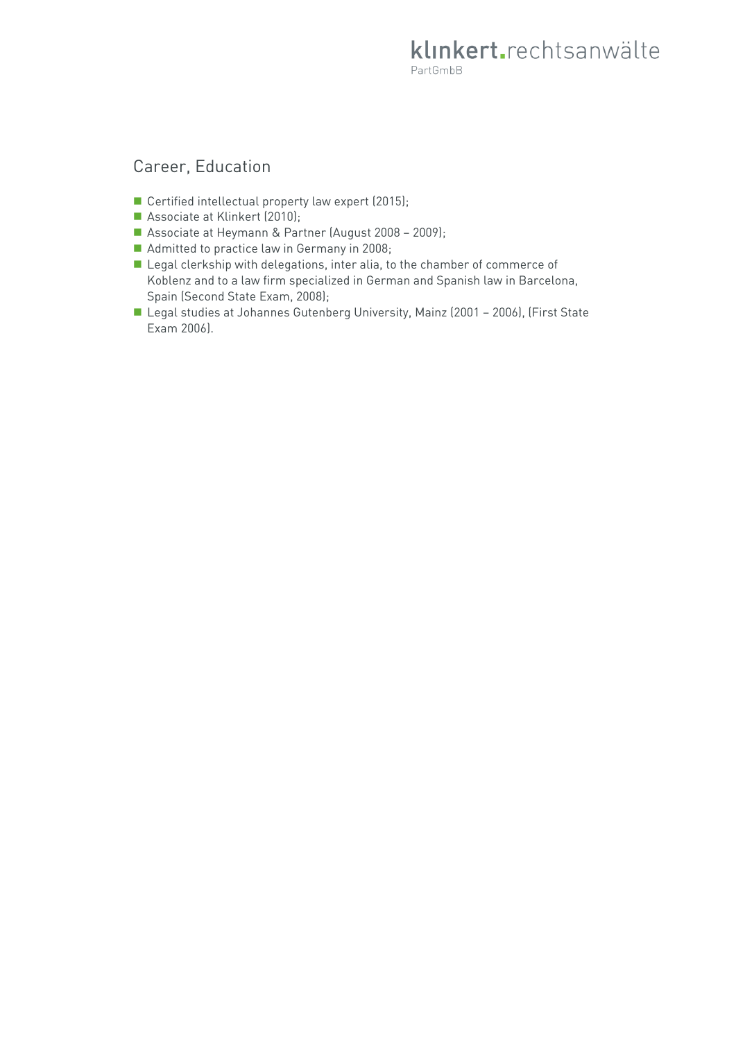## Career, Education

- Certified intellectual property law expert (2015);
- Associate at Klinkert (2010);
- Associate at Heymann & Partner (August 2008 – 2009);
- Admitted to practice law in Germany in 2008;
- Legal clerkship with delegations, inter alia, to the chamber of commerce of Koblenz and to a law firm specialized in German and Spanish law in Barcelona, Spain (Second State Exam, 2008);
- Legal studies at Johannes Gutenberg University, Mainz (2001 – 2006), (First State Exam 2006).